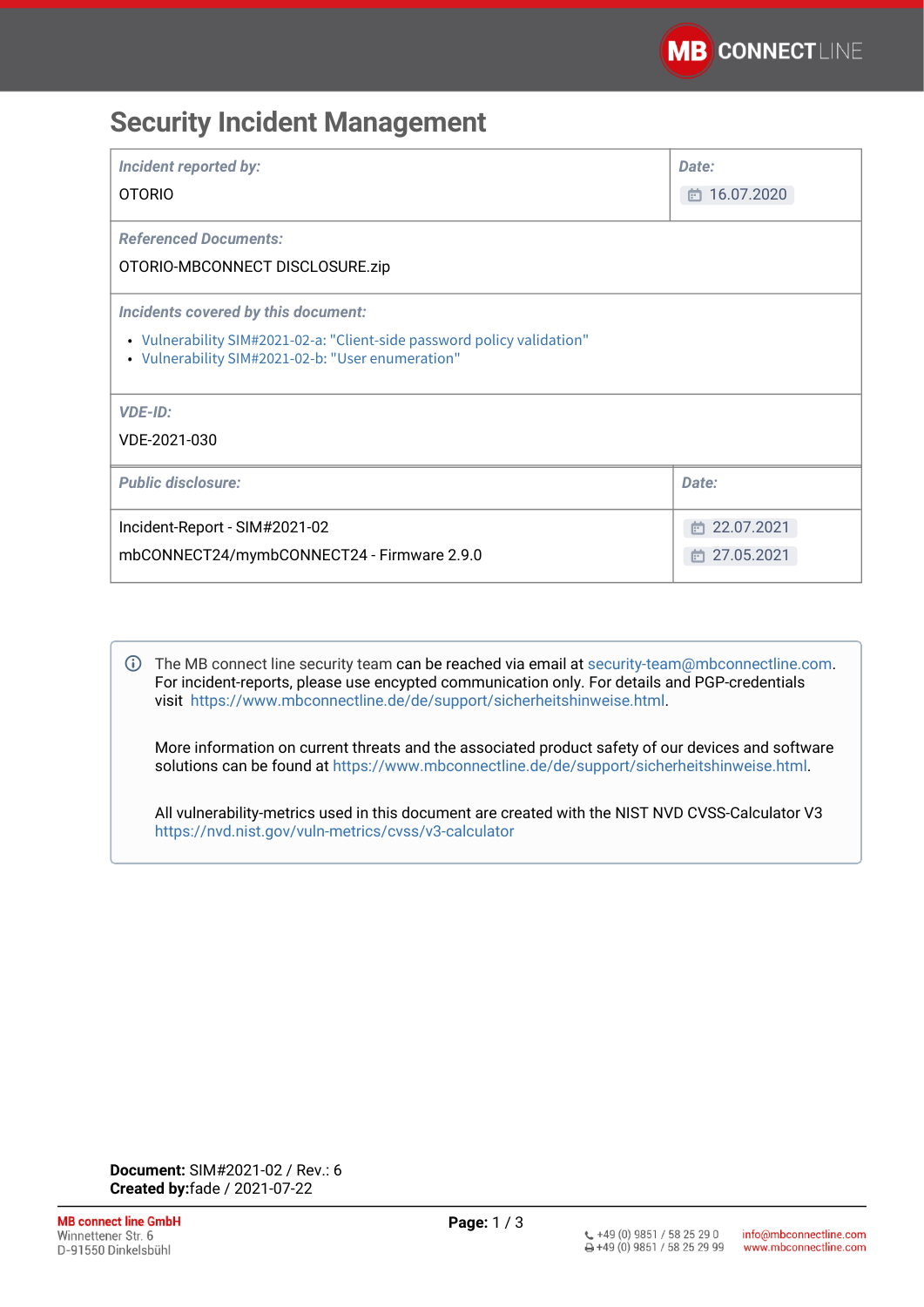# Security Incident Management

| ***Incident reported by:***<br>OTORIO | ***Date:***<br>16.07.2020 |
| --- | --- |
| ***Referenced Documents:***<br>OTORIO-MBCONNECT DISCLOSURE.zip | |
| ***Incidents covered by this document:***<br>• Vulnerability SIM#2021-02-a: "Client-side password policy validation"<br>• Vulnerability SIM#2021-02-b: "User enumeration" | |
| ***VDE-ID:***<br>VDE-2021-030 | |

| ***Public disclosure:*** | ***Date:*** |
| --- | --- |
| Incident-Report - SIM#2021-02 | 22.07.2021 |
| mbCONNECT24/mymbCONNECT24 - Firmware 2.9.0 | 27.05.2021 |

The MB connect line security team can be reached via email at security-team@mbconnectline.com. For incident-reports, please use encypted communication only. For details and PGP-credentials visit https://www.mbconnectline.de/de/support/sicherheitshinweise.html.

More information on current threats and the associated product safety of our devices and software solutions can be found at https://www.mbconnectline.de/de/support/sicherheitshinweise.html.

All vulnerability-metrics used in this document are created with the NIST NVD CVSS-Calculator V3 https://nvd.nist.gov/vuln-metrics/cvss/v3-calculator

**Document:** SIM#2021-02 / Rev.: 6
**Created by:**fade / 2021-07-22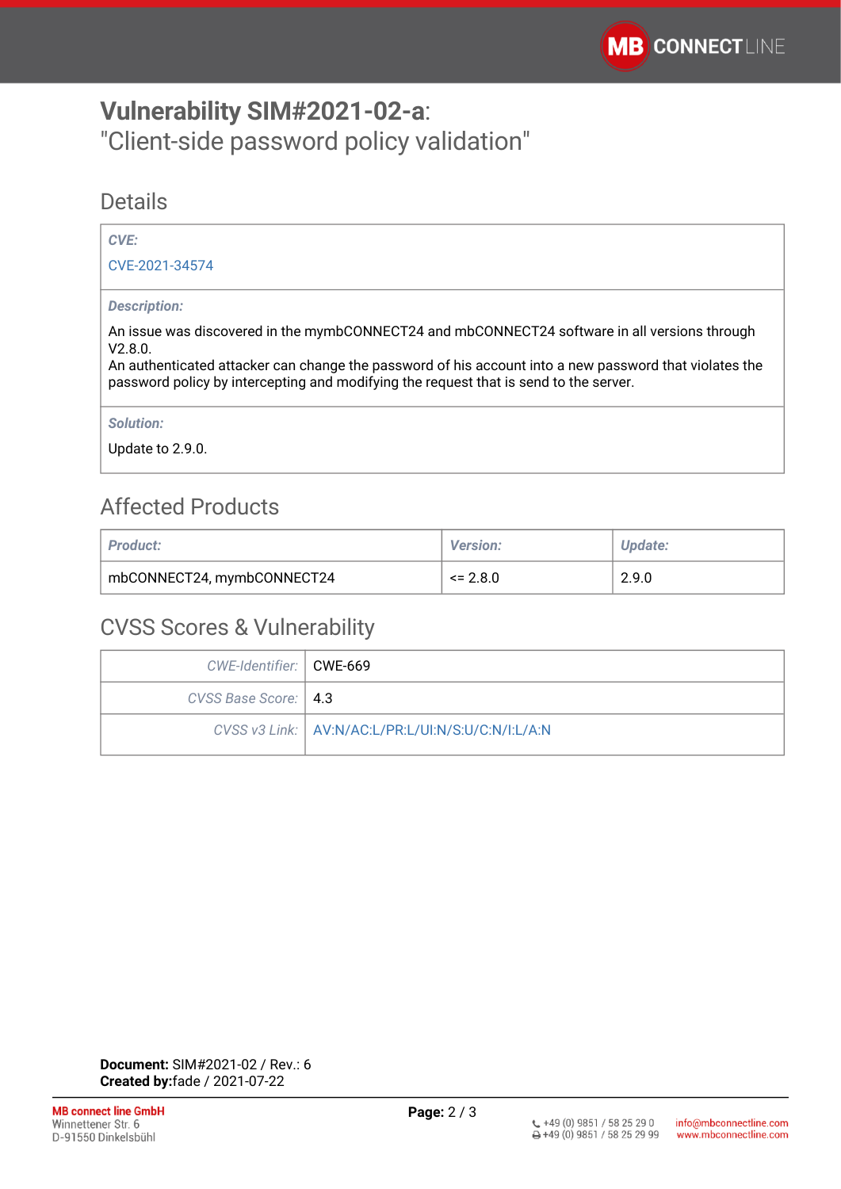# **Vulnerability SIM#2021-02-a**: "Client-side password policy validation"

## Details

| *CVE:* |
| --- |
| CVE-2021-34574 |
| *Description:* |
| An issue was discovered in the mymbCONNECT24 and mbCONNECT24 software in all versions through V2.8.0. An authenticated attacker can change the password of his account into a new password that violates the password policy by intercepting and modifying the request that is send to the server. |
| *Solution:* |
| Update to 2.9.0. |

## Affected Products

| *Product:* | *Version:* | *Update:* |
| --- | --- | --- |
| mbCONNECT24, mymbCONNECT24 | <= 2.8.0 | 2.9.0 |

## CVSS Scores & Vulnerability

| | |
| --- | --- |
| *CWE-Identifier:* | CWE-669 |
| *CVSS Base Score:* | 4.3 |
| *CVSS v3 Link:* | AV:N/AC:L/PR:L/UI:N/S:U/C:N/I:L/A:N |

**Document:** SIM#2021-02 / Rev.: 6
**Created by:**fade / 2021-07-22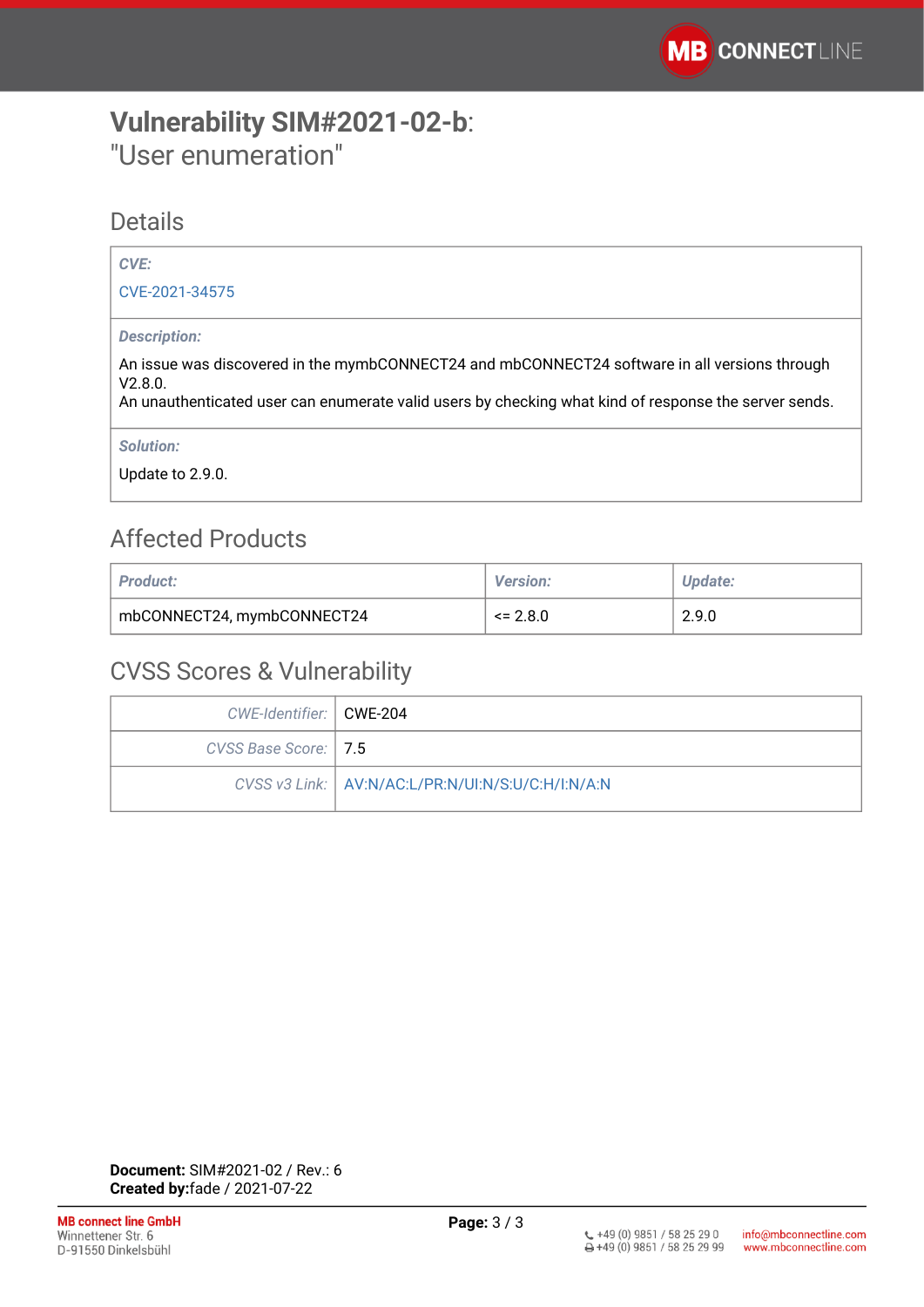# **Vulnerability SIM#2021-02-b**: "User enumeration"

## Details

| |
|---|
| ***CVE:*** |
| CVE-2021-34575 |
| ***Description:*** |
| An issue was discovered in the mymbCONNECT24 and mbCONNECT24 software in all versions through V2.8.0. An unauthenticated user can enumerate valid users by checking what kind of response the server sends. |
| ***Solution:*** |
| Update to 2.9.0. |

## Affected Products

| *Product:* | *Version:* | *Update:* |
|---|---|---|
| mbCONNECT24, mymbCONNECT24 | <= 2.8.0 | 2.9.0 |

## CVSS Scores & Vulnerability

| | |
|---|---|
| *CWE-Identifier:* | CWE-204 |
| *CVSS Base Score:* | 7.5 |
| *CVSS v3 Link:* | AV:N/AC:L/PR:N/UI:N/S:U/C:H/I:N/A:N |

**Document:** SIM#2021-02 / Rev.: 6
**Created by:**fade / 2021-07-22